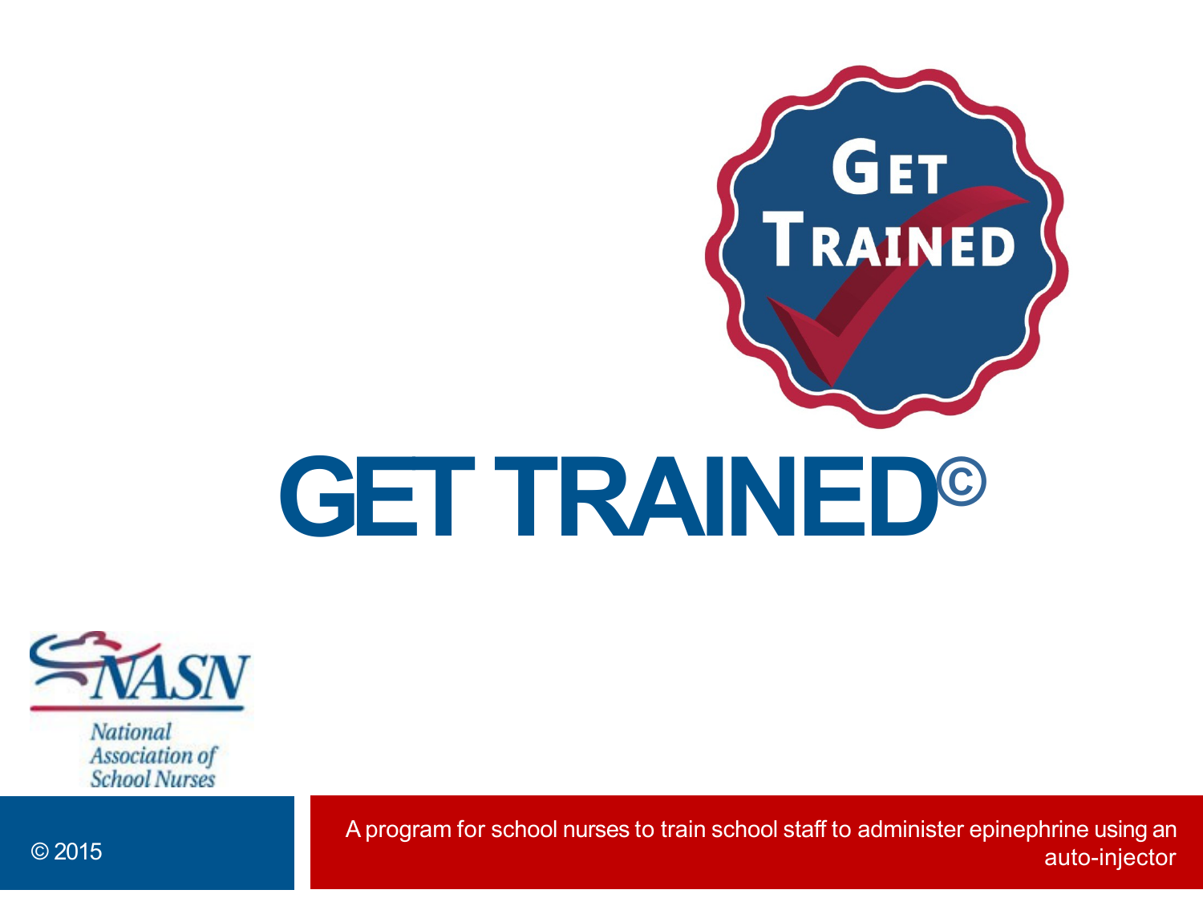# GET TRAINED©

National Association of School Nurses

© 2015

A program for school nurses to train school staff to administer epinephrine using an auto-injector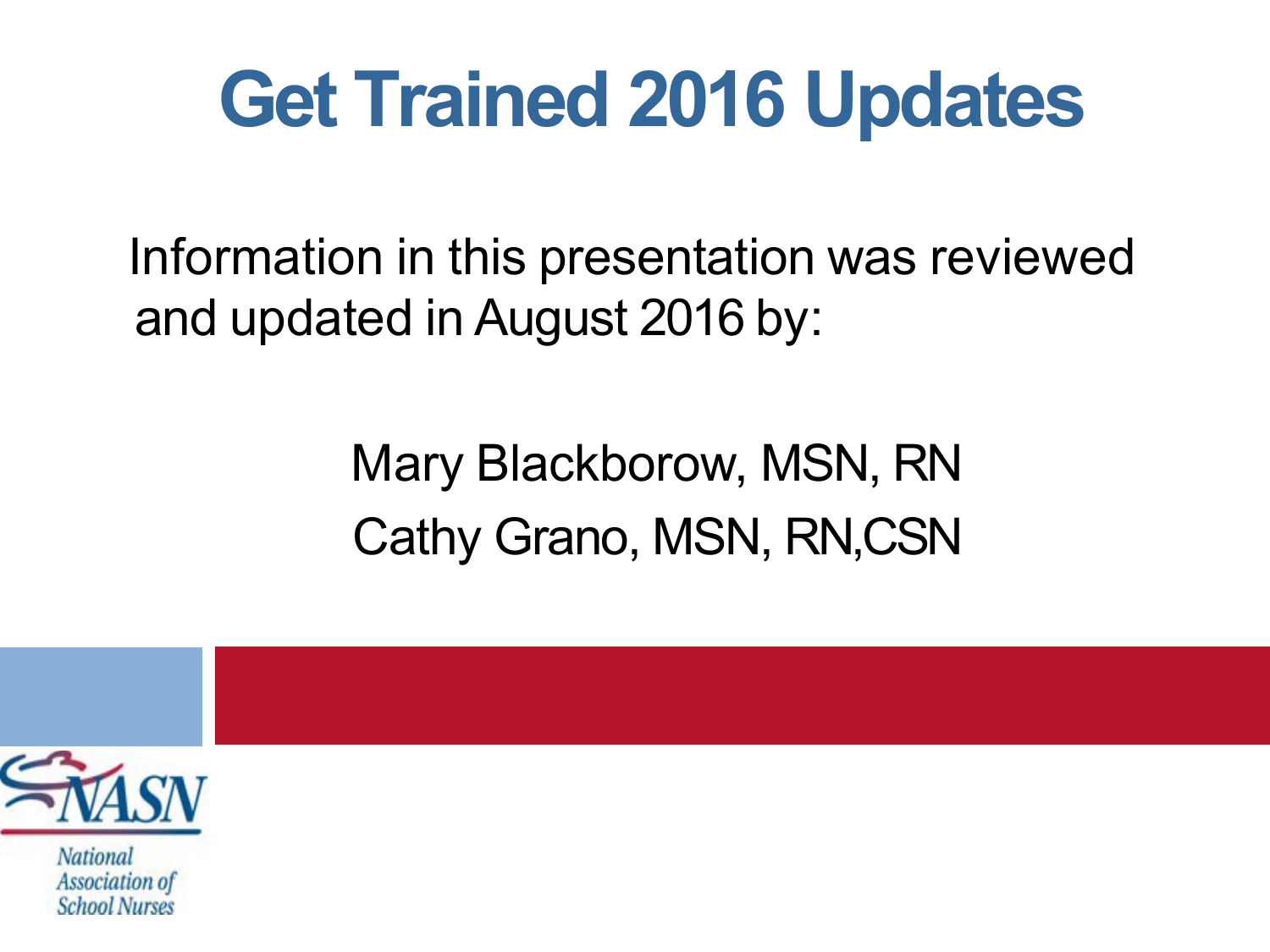# Get Trained 2016 Updates

Information in this presentation was reviewed and updated in August 2016 by:

Mary Blackborow, MSN, RN

Cathy Grano, MSN, RN,CSN

NASN

National Association of School Nurses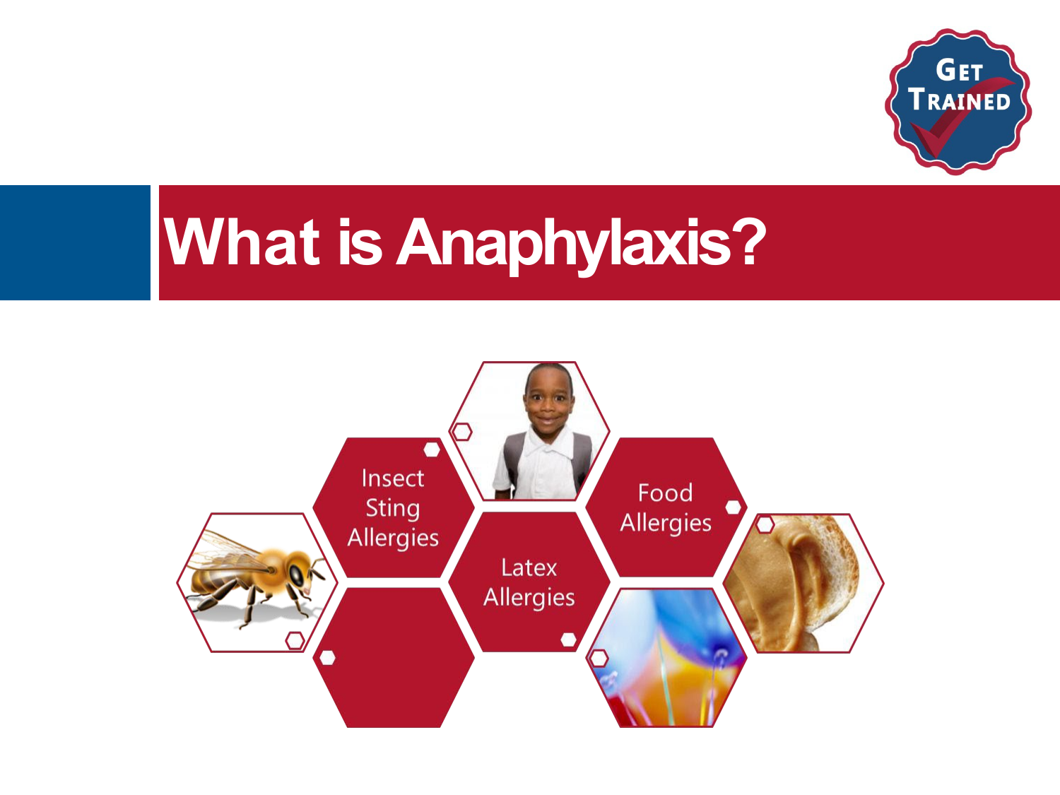# What is Anaphylaxis?

Insect Sting Allergies

Latex Allergies

Food Allergies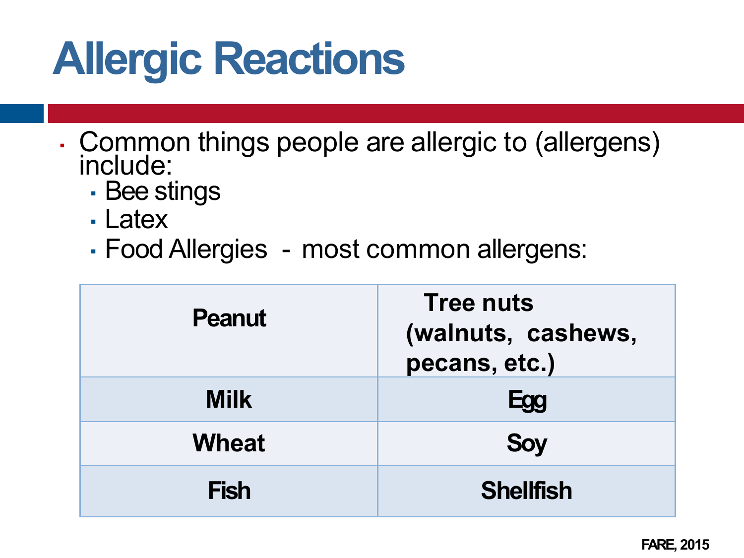# Allergic Reactions

- Common things people are allergic to (allergens) include:
  - Bee stings
  - Latex
  - Food Allergies - most common allergens:

| | |
|---|---|
| **Peanut** | **Tree nuts (walnuts, cashews, pecans, etc.)** |
| **Milk** | **Egg** |
| **Wheat** | **Soy** |
| **Fish** | **Shellfish** |

FARE, 2015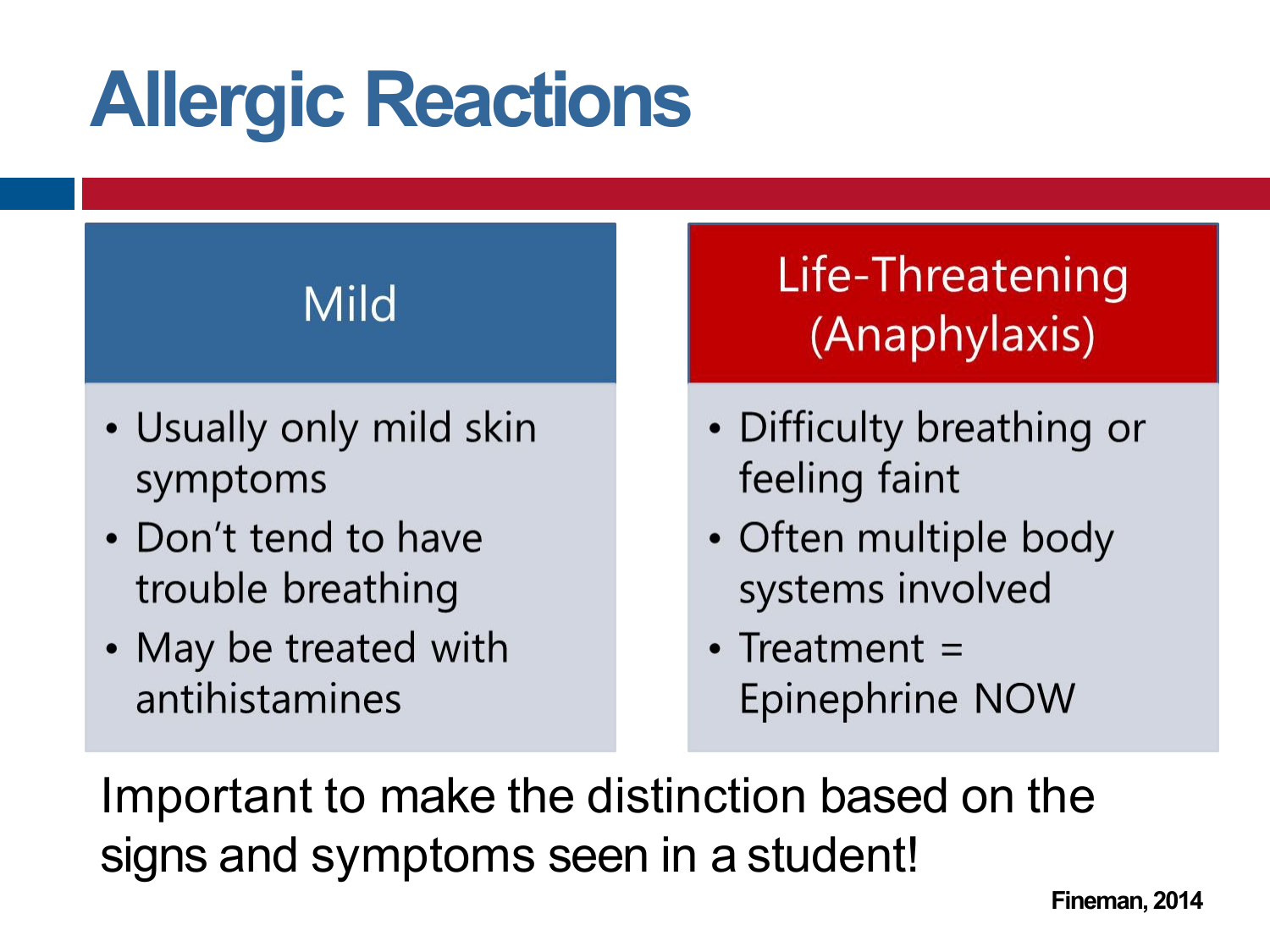# Allergic Reactions

## Mild

- Usually only mild skin symptoms
- Don't tend to have trouble breathing
- May be treated with antihistamines

## Life-Threatening (Anaphylaxis)

- Difficulty breathing or feeling faint
- Often multiple body systems involved
- Treatment = Epinephrine NOW

Important to make the distinction based on the signs and symptoms seen in a student!

**Fineman, 2014**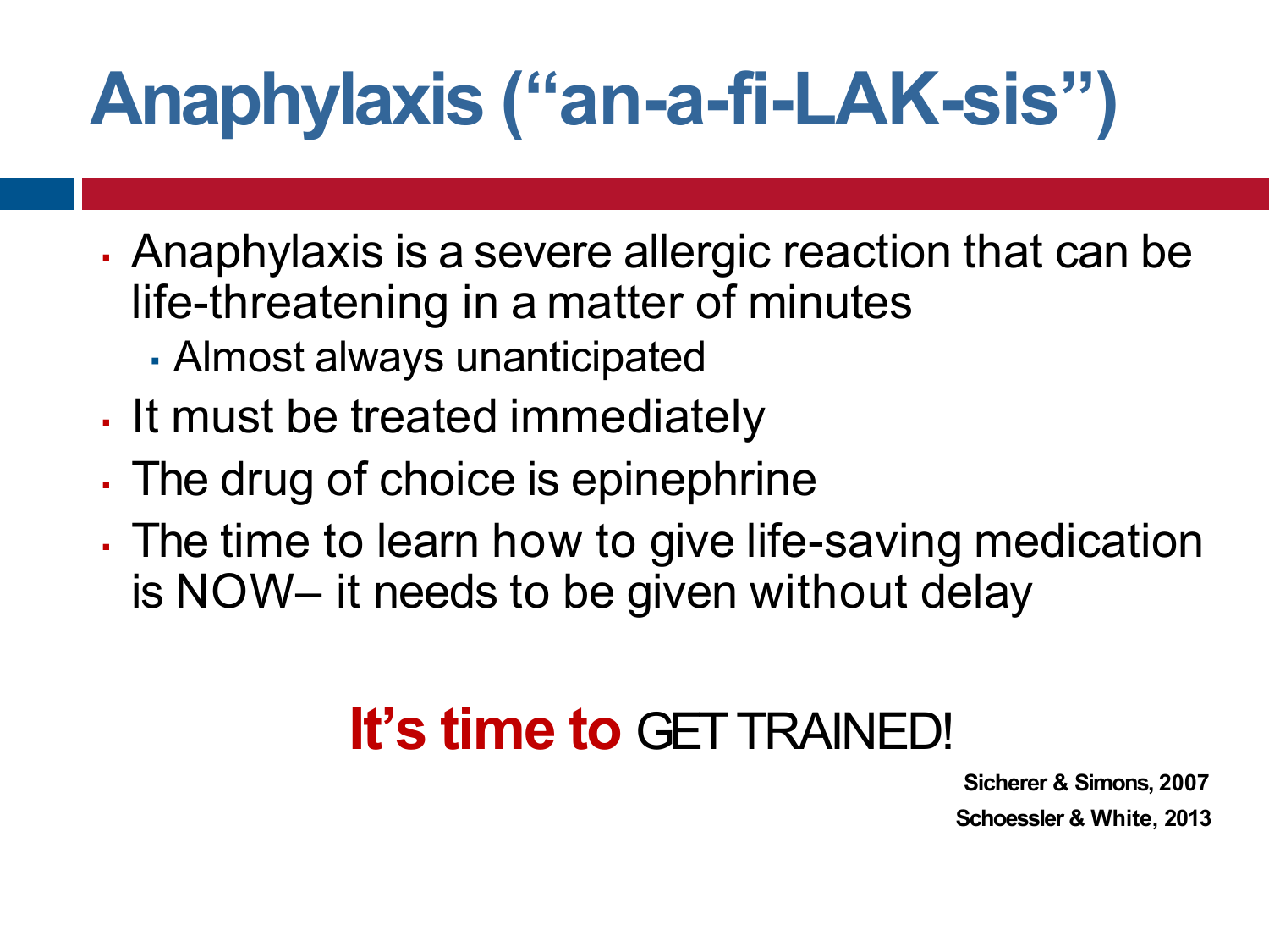# Anaphylaxis (“an-a-fi-LAK-sis”)

- Anaphylaxis is a severe allergic reaction that can be life-threatening in a matter of minutes
  - Almost always unanticipated
- It must be treated immediately
- The drug of choice is epinephrine
- The time to learn how to give life-saving medication is NOW– it needs to be given without delay

**It’s time to** GET TRAINED!

**Sicherer & Simons, 2007**

**Schoessler & White, 2013**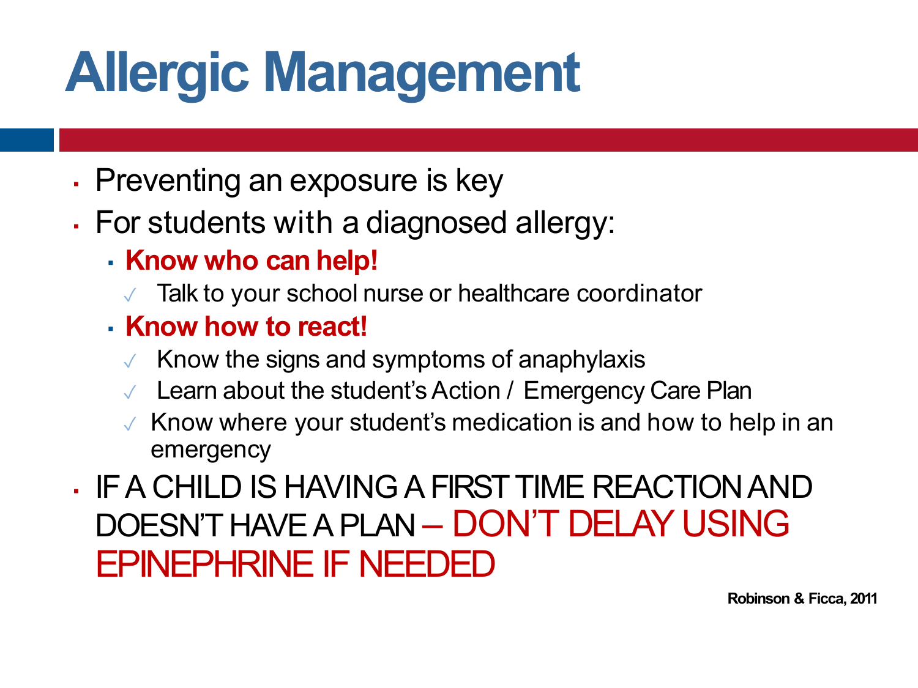# Allergic Management

- Preventing an exposure is key
- For students with a diagnosed allergy:
  - **Know who can help!**
    - ✓ Talk to your school nurse or healthcare coordinator
  - **Know how to react!**
    - ✓ Know the signs and symptoms of anaphylaxis
    - ✓ Learn about the student's Action / Emergency Care Plan
    - ✓ Know where your student's medication is and how to help in an emergency
- IF A CHILD IS HAVING A FIRST TIME REACTION AND DOESN'T HAVE A PLAN – DON'T DELAY USING EPINEPHRINE IF NEEDED

**Robinson & Ficca, 2011**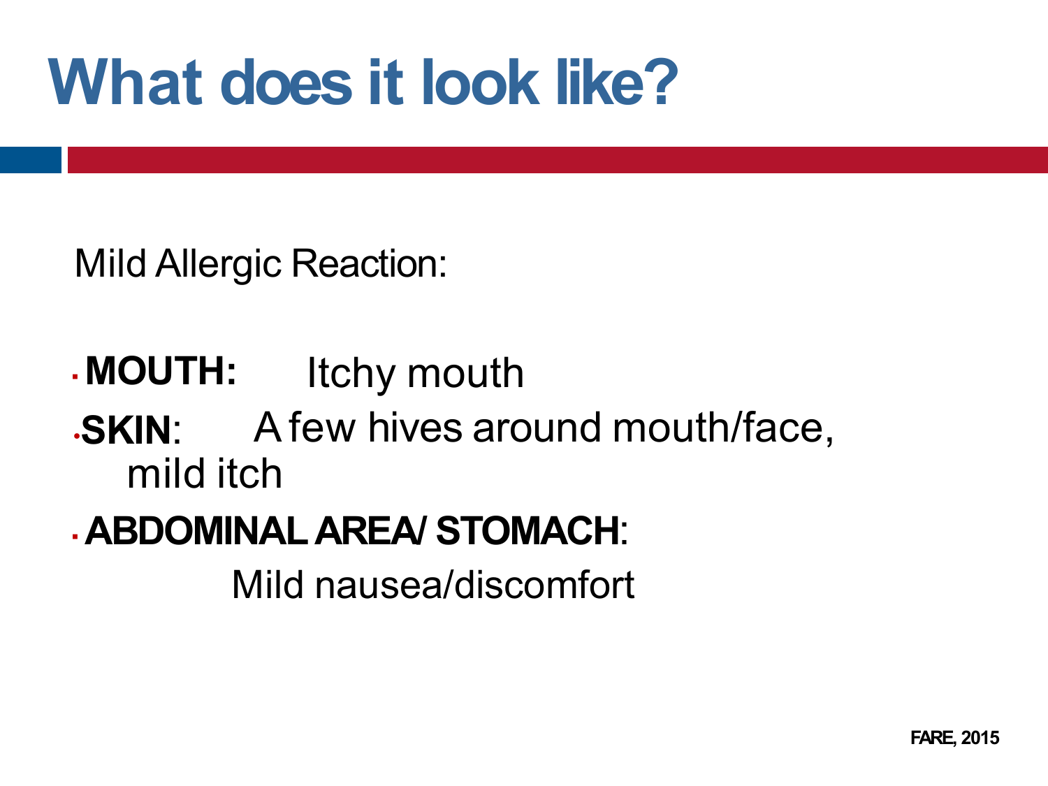# What does it look like?

Mild Allergic Reaction:

- **MOUTH:** Itchy mouth
- **SKIN**: A few hives around mouth/face, mild itch
- **ABDOMINAL AREA/ STOMACH**: Mild nausea/discomfort

**FARE, 2015**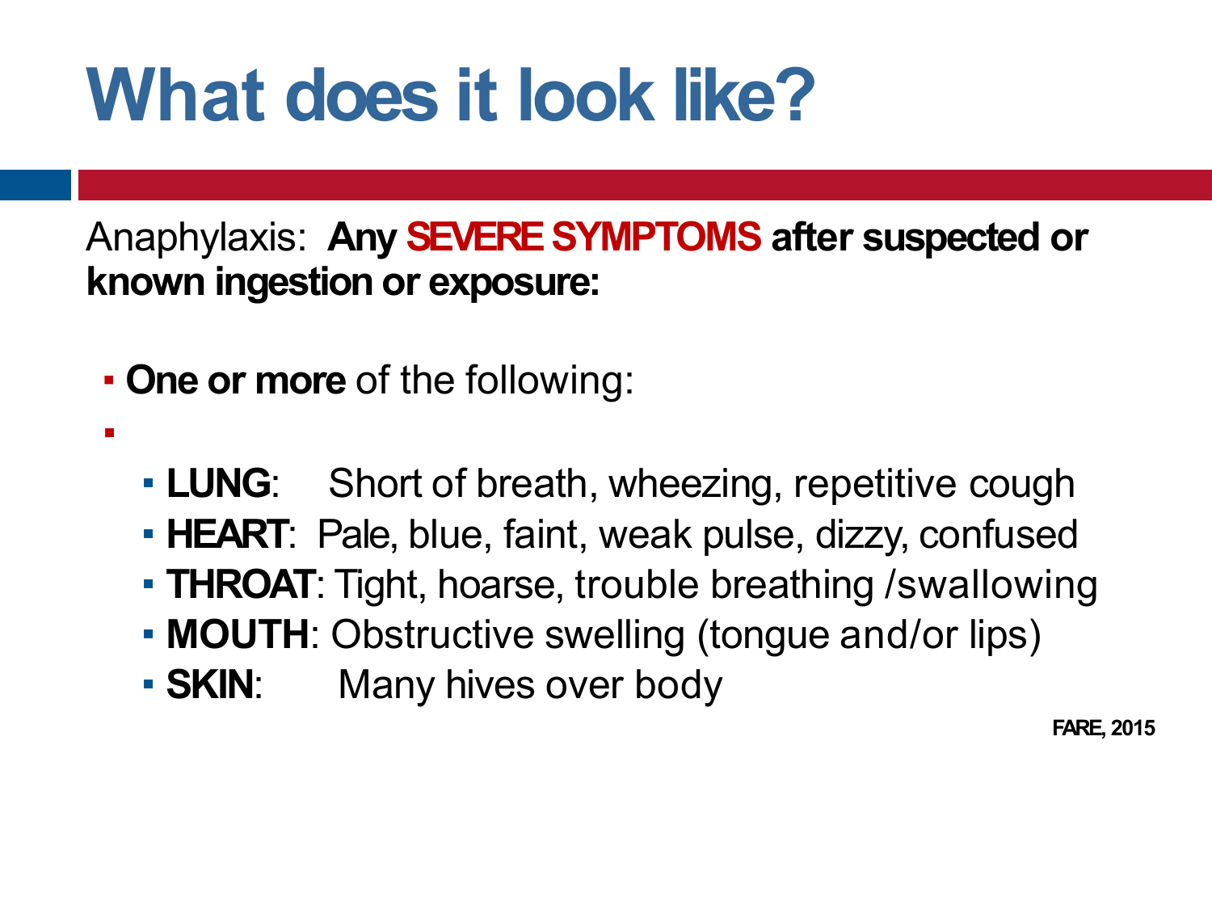# What does it look like?

Anaphylaxis: **Any SEVERE SYMPTOMS after suspected or known ingestion or exposure:**

- **One or more** of the following:
  - **LUNG**: Short of breath, wheezing, repetitive cough
  - **HEART**: Pale, blue, faint, weak pulse, dizzy, confused
  - **THROAT**: Tight, hoarse, trouble breathing /swallowing
  - **MOUTH**: Obstructive swelling (tongue and/or lips)
  - **SKIN**: Many hives over body

**FARE, 2015**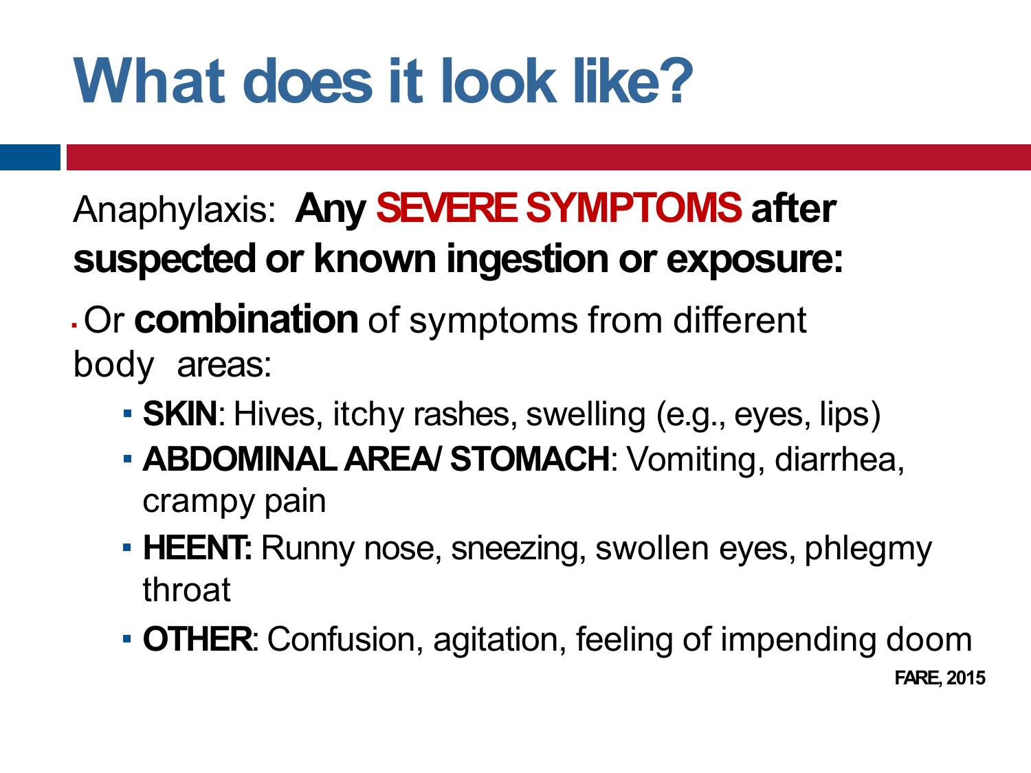# What does it look like?

Anaphylaxis: **Any SEVERE SYMPTOMS after suspected or known ingestion or exposure:**

- Or **combination** of symptoms from different body areas:
  - **SKIN**: Hives, itchy rashes, swelling (e.g., eyes, lips)
  - **ABDOMINAL AREA/ STOMACH**: Vomiting, diarrhea, crampy pain
  - **HEENT:** Runny nose, sneezing, swollen eyes, phlegmy throat
  - **OTHER**: Confusion, agitation, feeling of impending doom

**FARE, 2015**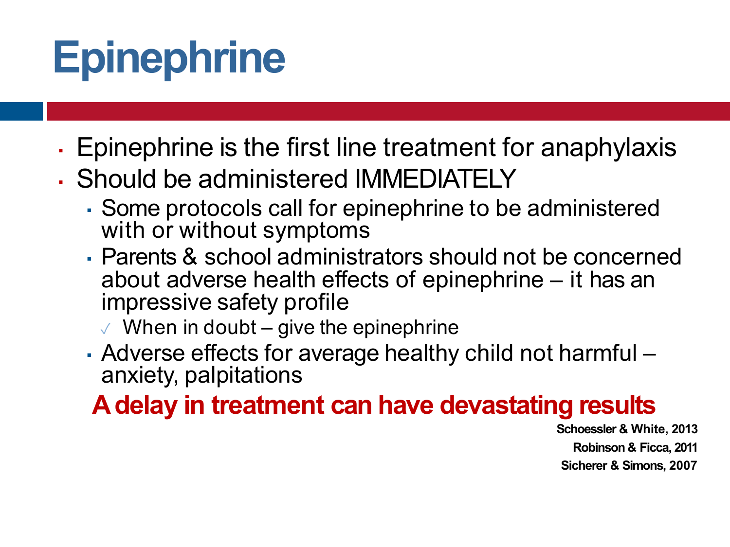# Epinephrine

- Epinephrine is the first line treatment for anaphylaxis
- Should be administered IMMEDIATELY
  - Some protocols call for epinephrine to be administered with or without symptoms
  - Parents & school administrators should not be concerned about adverse health effects of epinephrine – it has an impressive safety profile
    - ✓ When in doubt – give the epinephrine
  - Adverse effects for average healthy child not harmful – anxiety, palpitations

**A delay in treatment can have devastating results**

**Schoessler & White, 2013**

**Robinson & Ficca, 2011**

**Sicherer & Simons, 2007**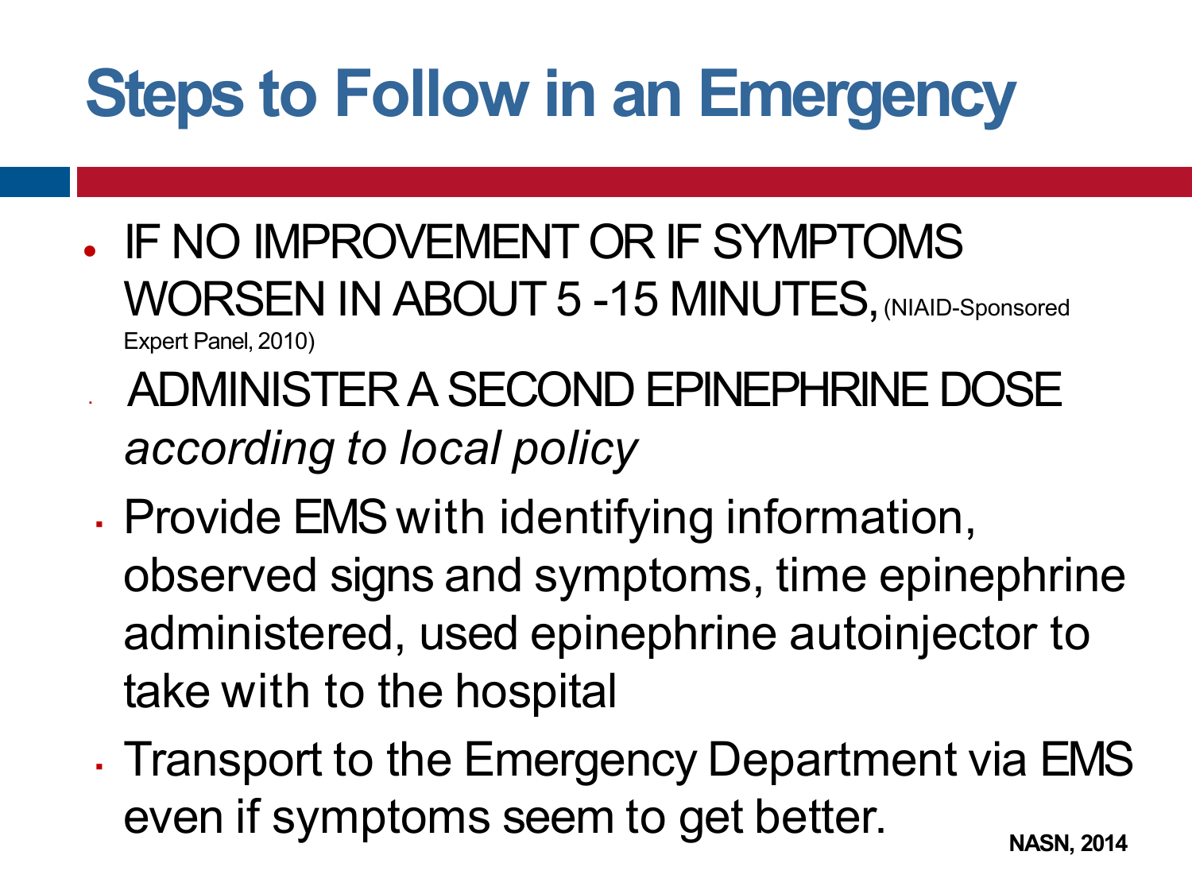# Steps to Follow in an Emergency

- IF NO IMPROVEMENT OR IF SYMPTOMS WORSEN IN ABOUT 5 -15 MINUTES, (NIAID-Sponsored Expert Panel, 2010)
  - ADMINISTER A SECOND EPINEPHRINE DOSE *according to local policy*
  - Provide EMS with identifying information, observed signs and symptoms, time epinephrine administered, used epinephrine autoinjector to take with to the hospital
  - Transport to the Emergency Department via EMS even if symptoms seem to get better.

**NASN, 2014**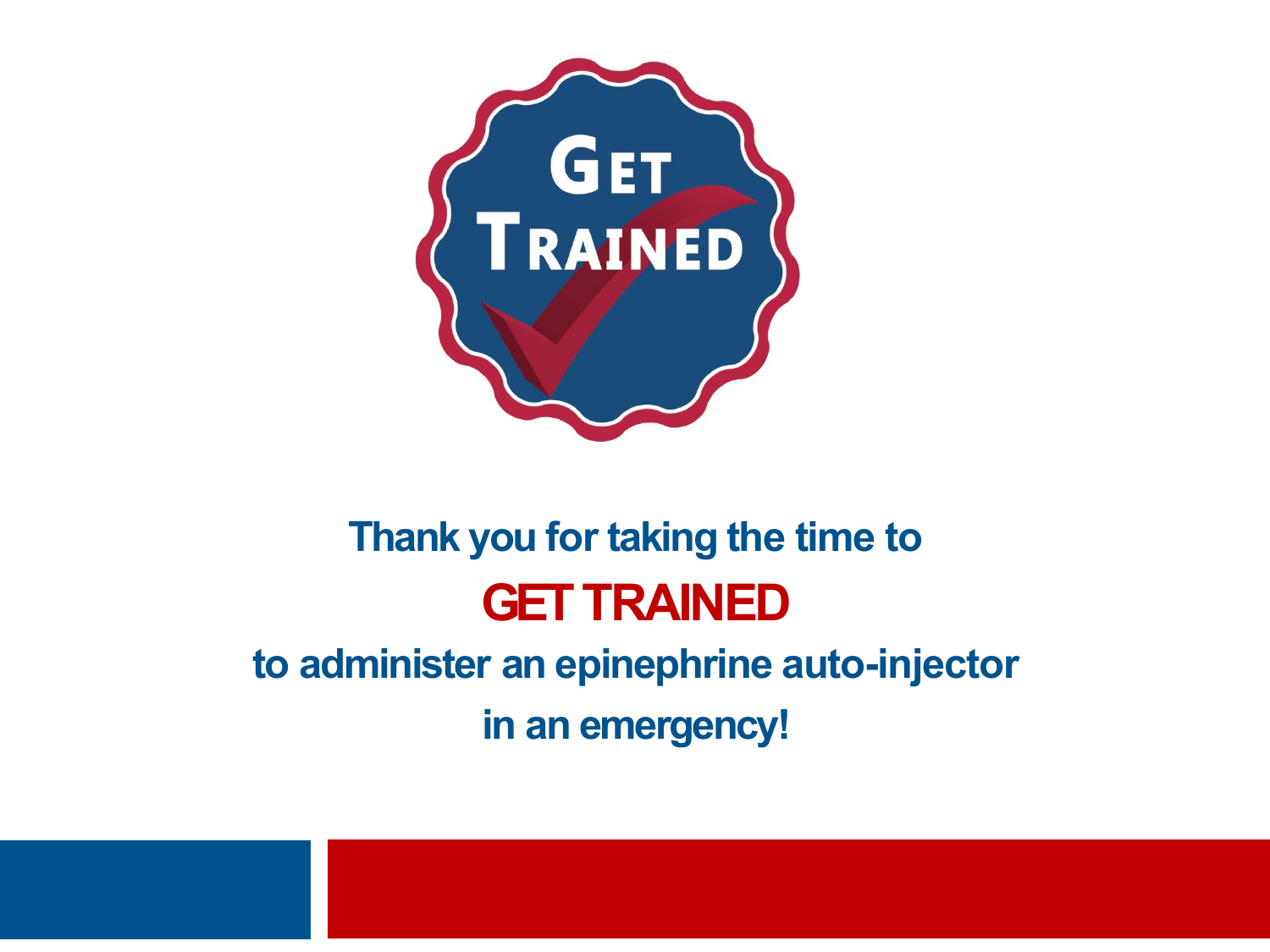GET TRAINED

Thank you for taking the time to

**GET TRAINED**

to administer an epinephrine auto-injector

in an emergency!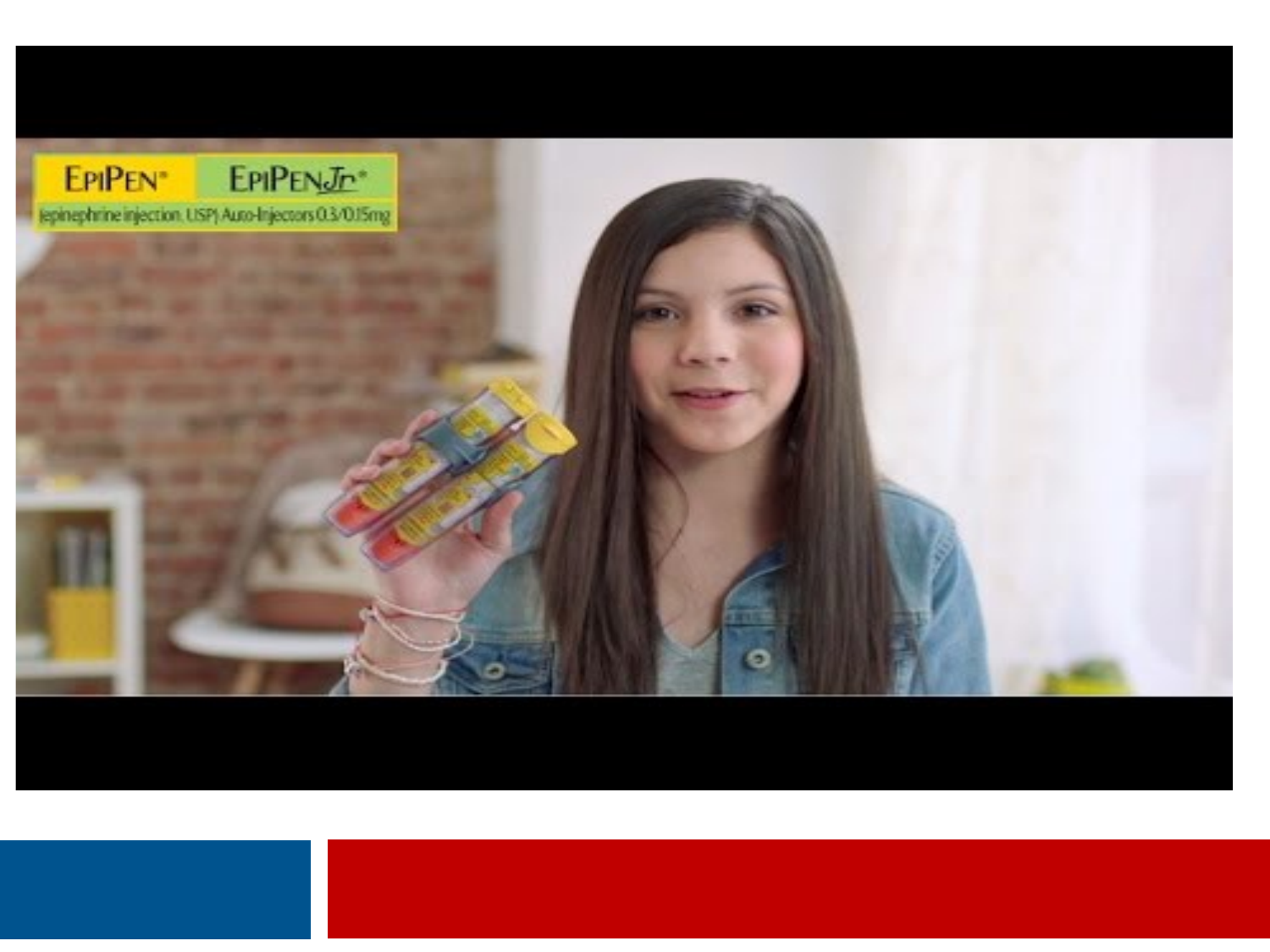EpiPen® EpiPen Jr®

(epinephrine injection, USP) Auto-Injectors 0.3/0.15mg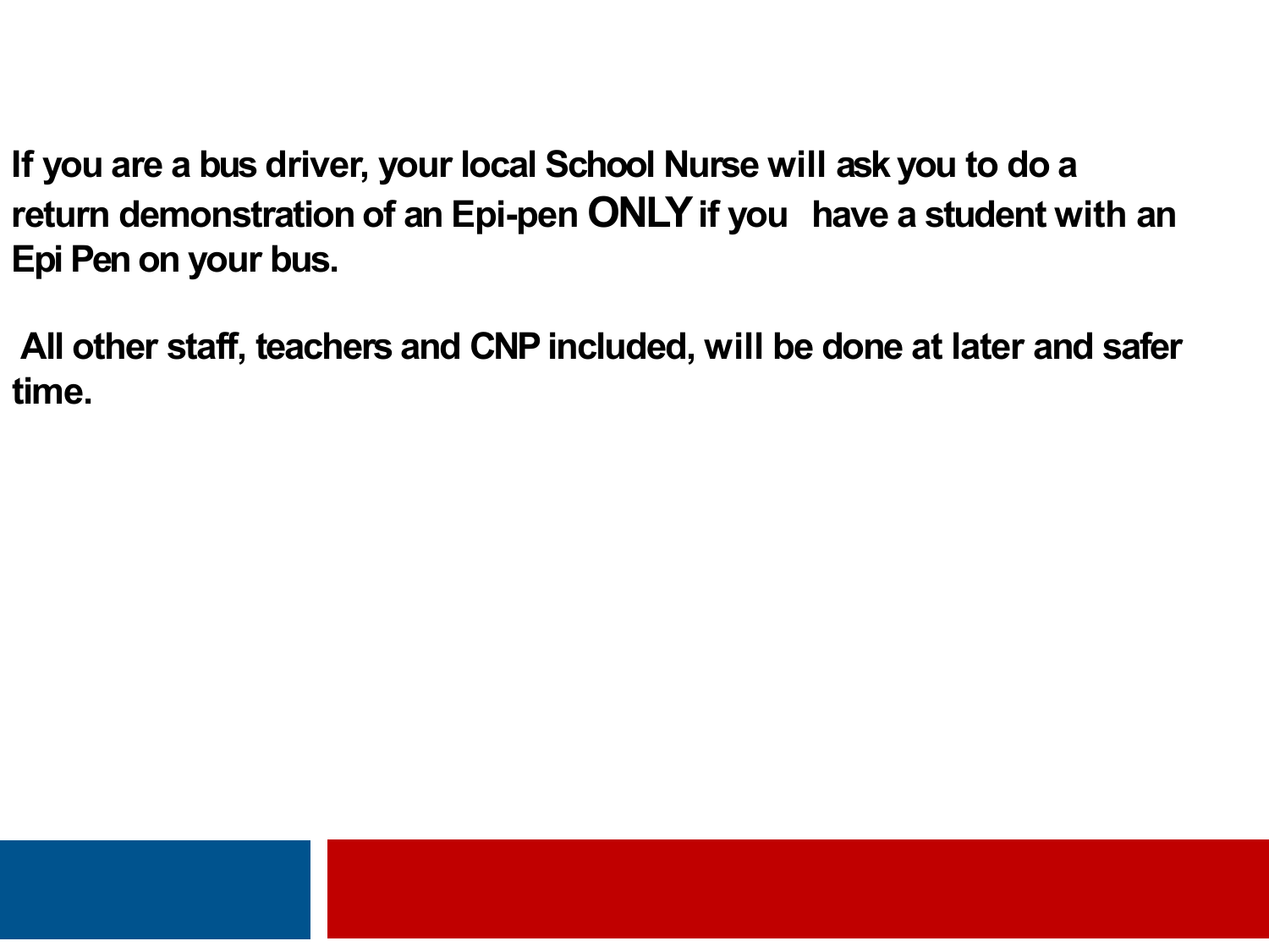**If you are a bus driver, your local School Nurse will ask you to do a return demonstration of an Epi-pen ONLY if you have a student with an Epi Pen on your bus.**

**All other staff, teachers and CNP included, will be done at later and safer time.**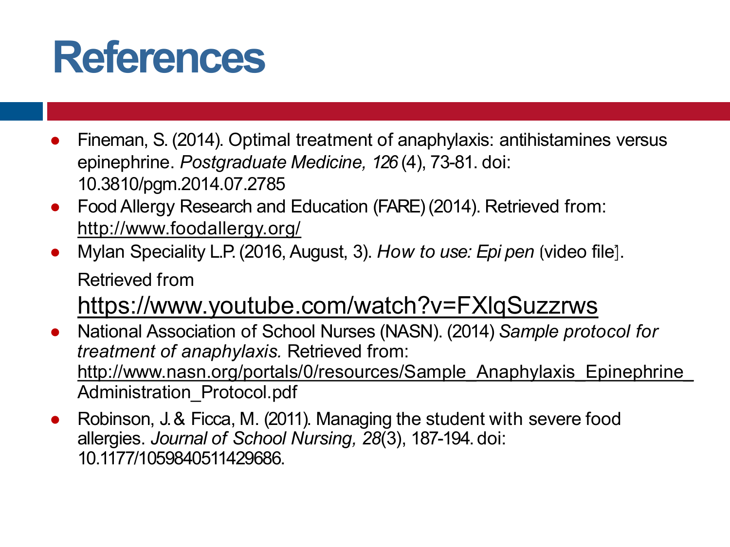# References

- Fineman, S. (2014). Optimal treatment of anaphylaxis: antihistamines versus epinephrine. *Postgraduate Medicine, 126* (4), 73-81. doi: 10.3810/pgm.2014.07.2785
- Food Allergy Research and Education (FARE) (2014). Retrieved from: http://www.foodallergy.org/
- Mylan Speciality L.P. (2016, August, 3). *How to use: Epi pen* (video file]. Retrieved from https://www.youtube.com/watch?v=FXlqSuzzrws
- National Association of School Nurses (NASN). (2014) *Sample protocol for treatment of anaphylaxis.* Retrieved from: http://www.nasn.org/portals/0/resources/Sample_Anaphylaxis_Epinephrine_Administration_Protocol.pdf
- Robinson, J. & Ficca, M. (2011). Managing the student with severe food allergies. *Journal of School Nursing, 28*(3), 187-194. doi: 10.1177/1059840511429686.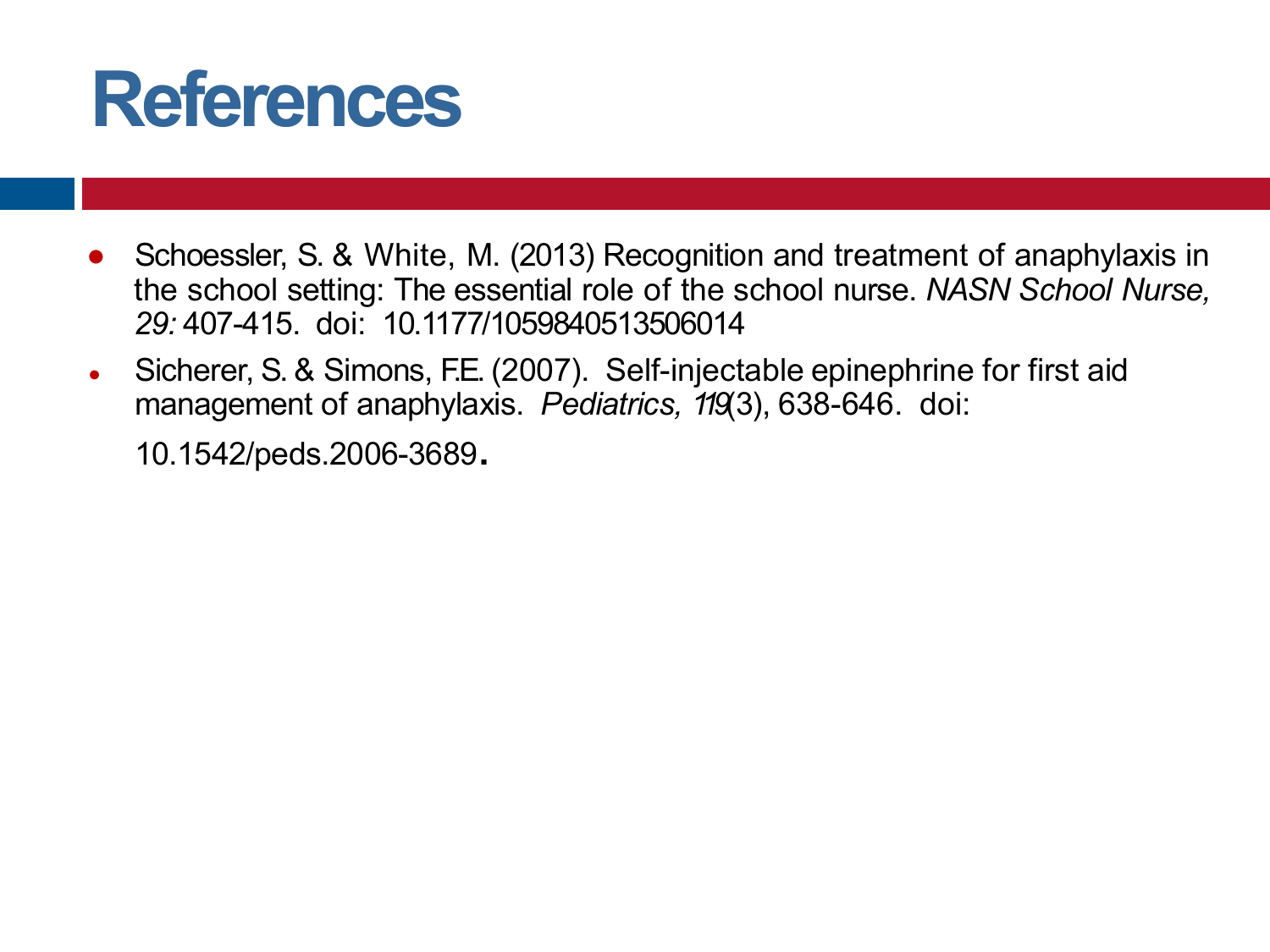# References

- Schoessler, S. & White, M. (2013) Recognition and treatment of anaphylaxis in the school setting: The essential role of the school nurse. *NASN School Nurse, 29:* 407-415. doi: 10.1177/1059840513506014
- Sicherer, S. & Simons, F.E. (2007). Self-injectable epinephrine for first aid management of anaphylaxis. *Pediatrics, 119*(3), 638-646. doi:

  10.1542/peds.2006-3689.